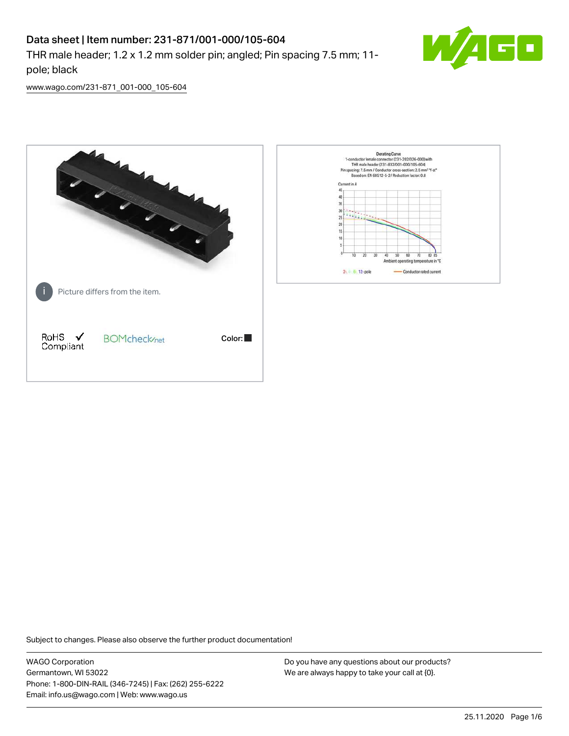# Data sheet | Item number: 231-871/001-000/105-604

THR male header; 1.2 x 1.2 mm solder pin; angled; Pin spacing 7.5 mm; 11-pole; black

www.wago.com/231-871_001-000_105-604

Picture differs from the item.

RoHS ✓ Compliant

BOMcheck.net

Color: ■

Subject to changes. Please also observe the further product documentation!

WAGO Corporation
Germantown, WI 53022
Phone: 1-800-DIN-RAIL (346-7245) | Fax: (262) 255-6222
Email: info.us@wago.com | Web: www.wago.us

Do you have any questions about our products?
We are always happy to take your call at {0}.

25.11.2020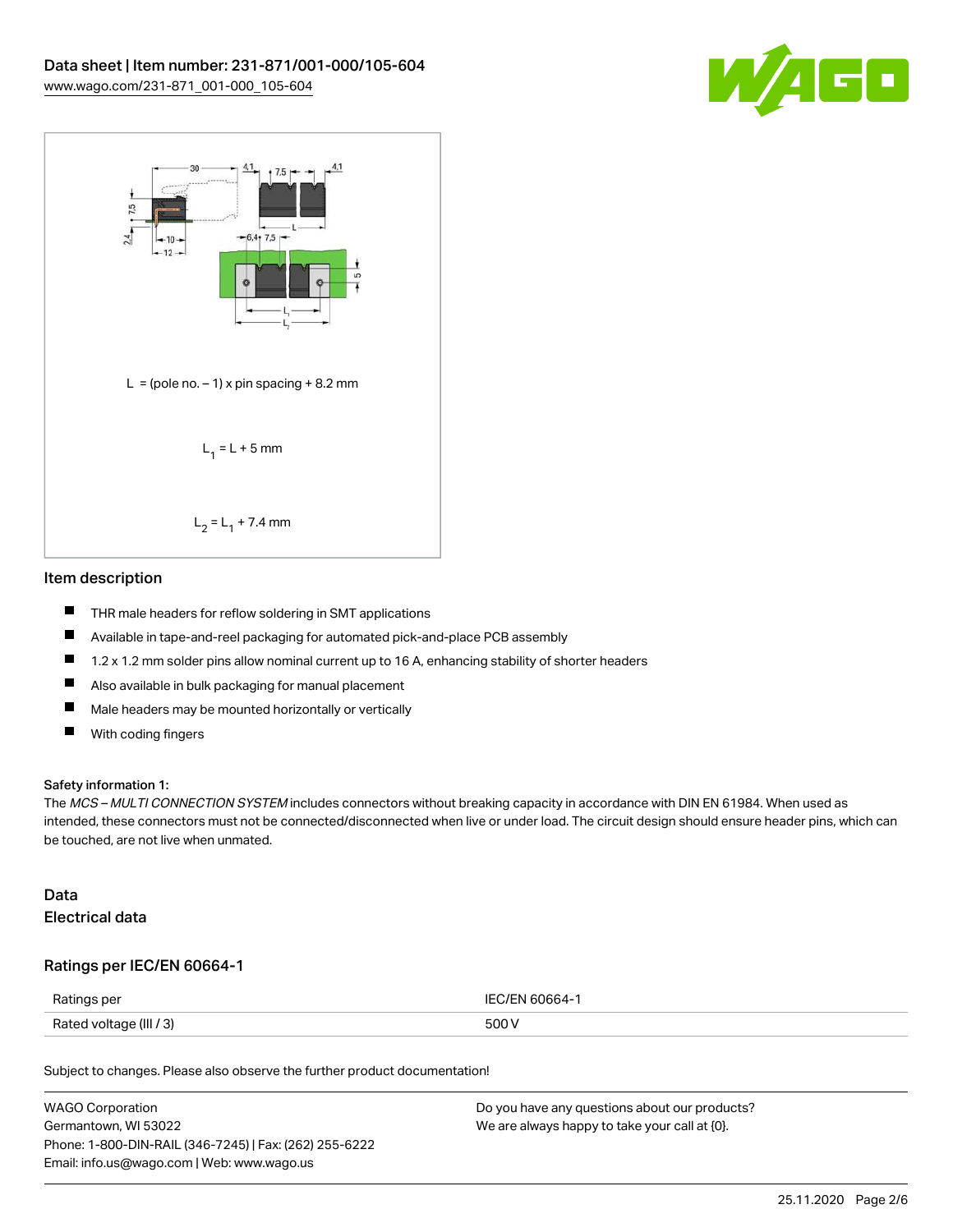$L$ = (pole no. – 1) x pin spacing + 8.2 mm

$L_1 = L + 5$ mm

$L_2 = L_1 + 7.4$ mm

## Item description

- THR male headers for reflow soldering in SMT applications
- Available in tape-and-reel packaging for automated pick-and-place PCB assembly
- 1.2 x 1.2 mm solder pins allow nominal current up to 16 A, enhancing stability of shorter headers
- Also available in bulk packaging for manual placement
- Male headers may be mounted horizontally or vertically
- With coding fingers

**Safety information 1:**
The *MCS – MULTI CONNECTION SYSTEM* includes connectors without breaking capacity in accordance with DIN EN 61984. When used as intended, these connectors must not be connected/disconnected when live or under load. The circuit design should ensure header pins, which can be touched, are not live when unmated.

## Data

### Electrical data

#### Ratings per IEC/EN 60664-1

| Ratings per | IEC/EN 60664-1 |
|---|---|
| Rated voltage (III / 3) | 500 V |

Subject to changes. Please also observe the further product documentation!

WAGO Corporation
Germantown, WI 53022
Phone: 1-800-DIN-RAIL (346-7245) | Fax: (262) 255-6222
Email: info.us@wago.com | Web: www.wago.us

Do you have any questions about our products?
We are always happy to take your call at {0}.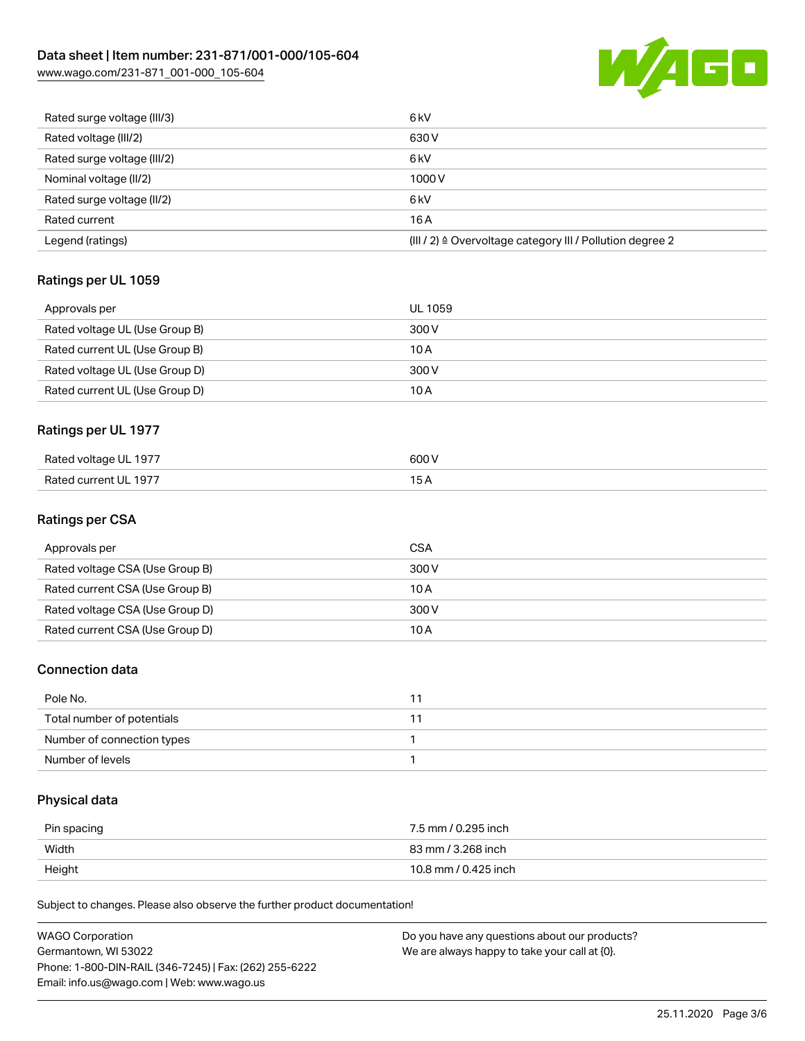| | |
|---|---|
| Rated surge voltage (III/3) | 6 kV |
| Rated voltage (III/2) | 630 V |
| Rated surge voltage (III/2) | 6 kV |
| Nominal voltage (II/2) | 1000 V |
| Rated surge voltage (II/2) | 6 kV |
| Rated current | 16 A |
| Legend (ratings) | (III / 2) ≙ Overvoltage category III / Pollution degree 2 |

## Ratings per UL 1059

| | |
|---|---|
| Approvals per | UL 1059 |
| Rated voltage UL (Use Group B) | 300 V |
| Rated current UL (Use Group B) | 10 A |
| Rated voltage UL (Use Group D) | 300 V |
| Rated current UL (Use Group D) | 10 A |

## Ratings per UL 1977

| | |
|---|---|
| Rated voltage UL 1977 | 600 V |
| Rated current UL 1977 | 15 A |

## Ratings per CSA

| | |
|---|---|
| Approvals per | CSA |
| Rated voltage CSA (Use Group B) | 300 V |
| Rated current CSA (Use Group B) | 10 A |
| Rated voltage CSA (Use Group D) | 300 V |
| Rated current CSA (Use Group D) | 10 A |

## Connection data

| | |
|---|---|
| Pole No. | 11 |
| Total number of potentials | 11 |
| Number of connection types | 1 |
| Number of levels | 1 |

## Physical data

| | |
|---|---|
| Pin spacing | 7.5 mm / 0.295 inch |
| Width | 83 mm / 3.268 inch |
| Height | 10.8 mm / 0.425 inch |

Subject to changes. Please also observe the further product documentation!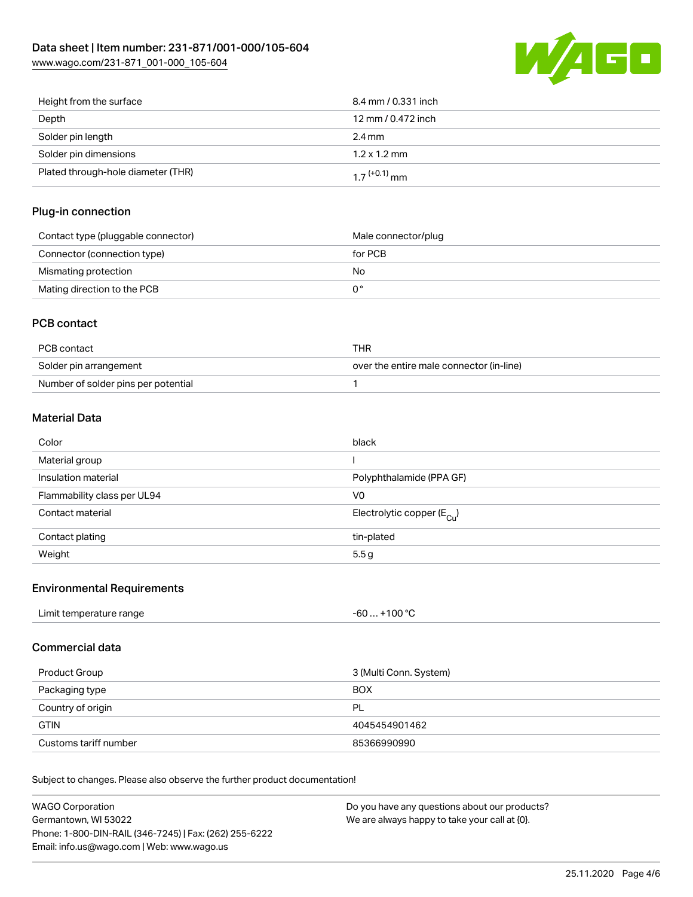| | |
|---|---|
| Height from the surface | 8.4 mm / 0.331 inch |
| Depth | 12 mm / 0.472 inch |
| Solder pin length | 2.4 mm |
| Solder pin dimensions | 1.2 x 1.2 mm |
| Plated through-hole diameter (THR) | $1.7^{(+0.1)}$ mm |

## Plug-in connection

| | |
|---|---|
| Contact type (pluggable connector) | Male connector/plug |
| Connector (connection type) | for PCB |
| Mismating protection | No |
| Mating direction to the PCB | 0 ° |

## PCB contact

| | |
|---|---|
| PCB contact | THR |
| Solder pin arrangement | over the entire male connector (in-line) |
| Number of solder pins per potential | 1 |

## Material Data

| | |
|---|---|
| Color | black |
| Material group | I |
| Insulation material | Polyphthalamide (PPA GF) |
| Flammability class per UL94 | V0 |
| Contact material | Electrolytic copper ($E_{Cu}$) |
| Contact plating | tin-plated |
| Weight | 5.5 g |

## Environmental Requirements

| | |
|---|---|
| Limit temperature range | -60 … +100 °C |

## Commercial data

| | |
|---|---|
| Product Group | 3 (Multi Conn. System) |
| Packaging type | BOX |
| Country of origin | PL |
| GTIN | 4045454901462 |
| Customs tariff number | 85366990990 |

Subject to changes. Please also observe the further product documentation!

WAGO Corporation
Germantown, WI 53022
Phone: 1-800-DIN-RAIL (346-7245) | Fax: (262) 255-6222
Email: info.us@wago.com | Web: www.wago.us

Do you have any questions about our products?
We are always happy to take your call at {0}.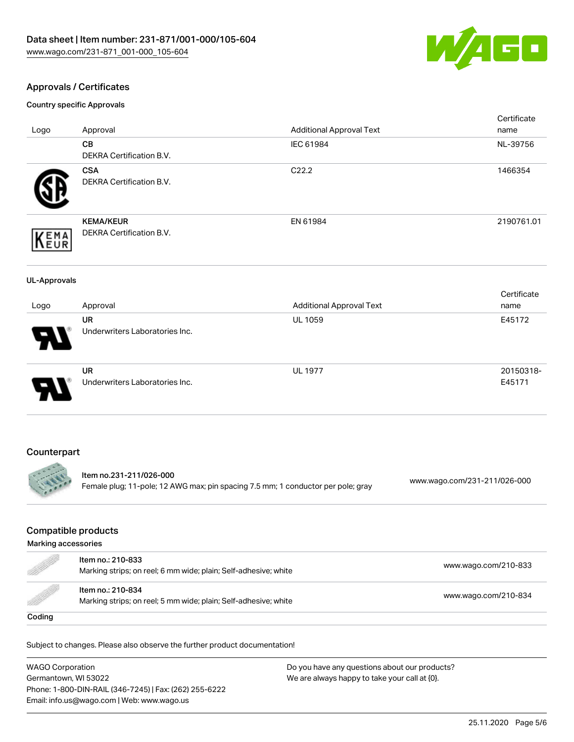## Approvals / Certificates

### Country specific Approvals

| Logo | Approval | Additional Approval Text | Certificate name |
| --- | --- | --- | --- |
| | **CB**<br>DEKRA Certification B.V. | IEC 61984 | NL-39756 |
| | **CSA**<br>DEKRA Certification B.V. | C22.2 | 1466354 |
| | **KEMA/KEUR**<br>DEKRA Certification B.V. | EN 61984 | 2190761.01 |

### UL-Approvals

| Logo | Approval | Additional Approval Text | Certificate name |
| --- | --- | --- | --- |
| | **UR**<br>Underwriters Laboratories Inc. | UL 1059 | E45172 |
| | **UR**<br>Underwriters Laboratories Inc. | UL 1977 | 20150318-E45171 |

## Counterpart

| Item | Link |
| --- | --- |
| Item no.231-211/026-000<br>Female plug; 11-pole; 12 AWG max; pin spacing 7.5 mm; 1 conductor per pole; gray | www.wago.com/231-211/026-000 |

## Compatible products

### Marking accessories

| Item | Link |
| --- | --- |
| Item no.: 210-833<br>Marking strips; on reel; 6 mm wide; plain; Self-adhesive; white | www.wago.com/210-833 |
| Item no.: 210-834<br>Marking strips; on reel; 5 mm wide; plain; Self-adhesive; white | www.wago.com/210-834 |

### Coding

Subject to changes. Please also observe the further product documentation!

WAGO Corporation
Germantown, WI 53022
Phone: 1-800-DIN-RAIL (346-7245) | Fax: (262) 255-6222
Email: info.us@wago.com | Web: www.wago.us

Do you have any questions about our products?
We are always happy to take your call at {0}.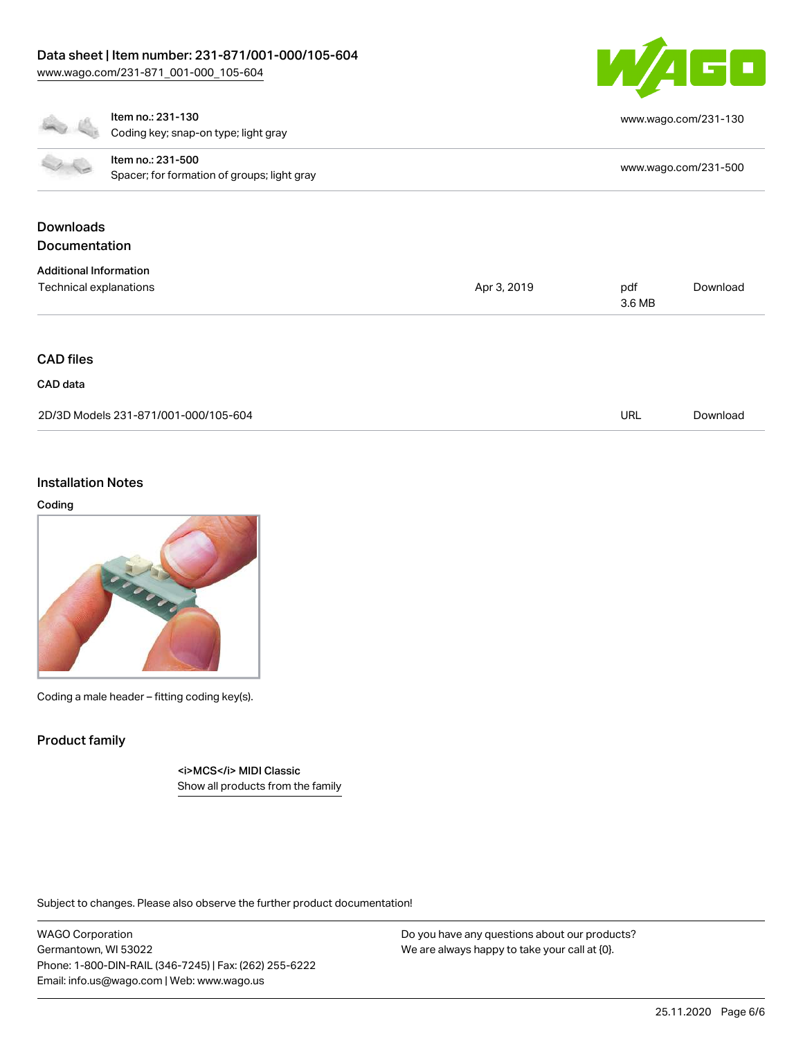| | | |
|---|---|---|
| Item no.: 231-130<br>Coding key; snap-on type; light gray | | www.wago.com/231-130 |
| Item no.: 231-500<br>Spacer; for formation of groups; light gray | | www.wago.com/231-500 |

## Downloads

### Documentation

**Additional Information**

| | | | |
|---|---|---|---|
| Technical explanations | Apr 3, 2019 | pdf<br>3.6 MB | Download |

### CAD files

**CAD data**

| | | |
|---|---|---|
| 2D/3D Models 231-871/001-000/105-604 | URL | Download |

## Installation Notes

**Coding**

Coding a male header – fitting coding key(s).

## Product family

<i>MCS</i> MIDI Classic
Show all products from the family

Subject to changes. Please also observe the further product documentation!

WAGO Corporation
Germantown, WI 53022
Phone: 1-800-DIN-RAIL (346-7245) | Fax: (262) 255-6222
Email: info.us@wago.com | Web: www.wago.us

Do you have any questions about our products?
We are always happy to take your call at {0}.